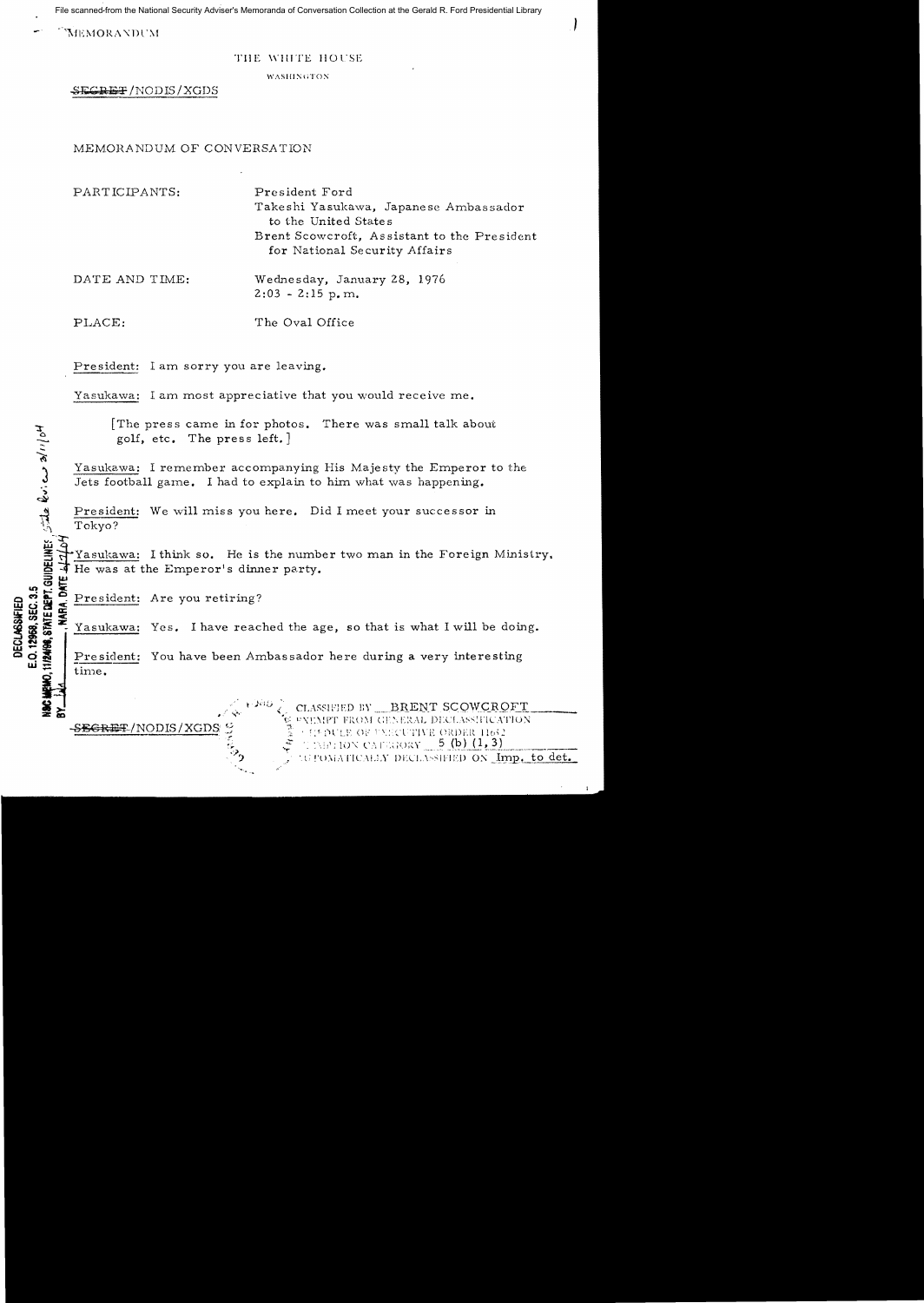MEMORANDUM

THE WHITE HOUSE

WASHINGTON

~~SECRET~~/NODIS/XGDS

MEMORANDUM OF CONVERSATION

PARTICIPANTS: President Ford
Takeshi Yasukawa, Japanese Ambassador to the United States
Brent Scowcroft, Assistant to the President for National Security Affairs

DATE AND TIME: Wednesday, January 28, 1976
2:03 - 2:15 p.m.

PLACE: The Oval Office

President: I am sorry you are leaving.

Yasukawa: I am most appreciative that you would receive me.

[The press came in for photos. There was small talk about golf, etc. The press left.]

Yasukawa: I remember accompanying His Majesty the Emperor to the Jets football game. I had to explain to him what was happening.

President: We will miss you here. Did I meet your successor in Tokyo?

Yasukawa: I think so. He is the number two man in the Foreign Ministry. He was at the Emperor's dinner party.

President: Are you retiring?

Yasukawa: Yes. I have reached the age, so that is what I will be doing.

President: You have been Ambassador here during a very interesting time.

DECLASSIFIED
E.O. 12958, SEC. 3.5
NSC MEMO, 11/24/98, STATE DEPT. GUIDELINES, State Review 3/11/04
BY ___, NARA, DATE 4/7/04

~~SECRET~~/NODIS/XGDS

CLASSIFIED BY BRENT SCOWCROFT
EXEMPT FROM GENERAL DECLASSIFICATION
SCHEDULE OF EXECUTIVE ORDER 11652
EXEMPTION CATEGORY 5 (b) (1,3)
AUTOMATICALLY DECLASSIFIED ON Imp. to det.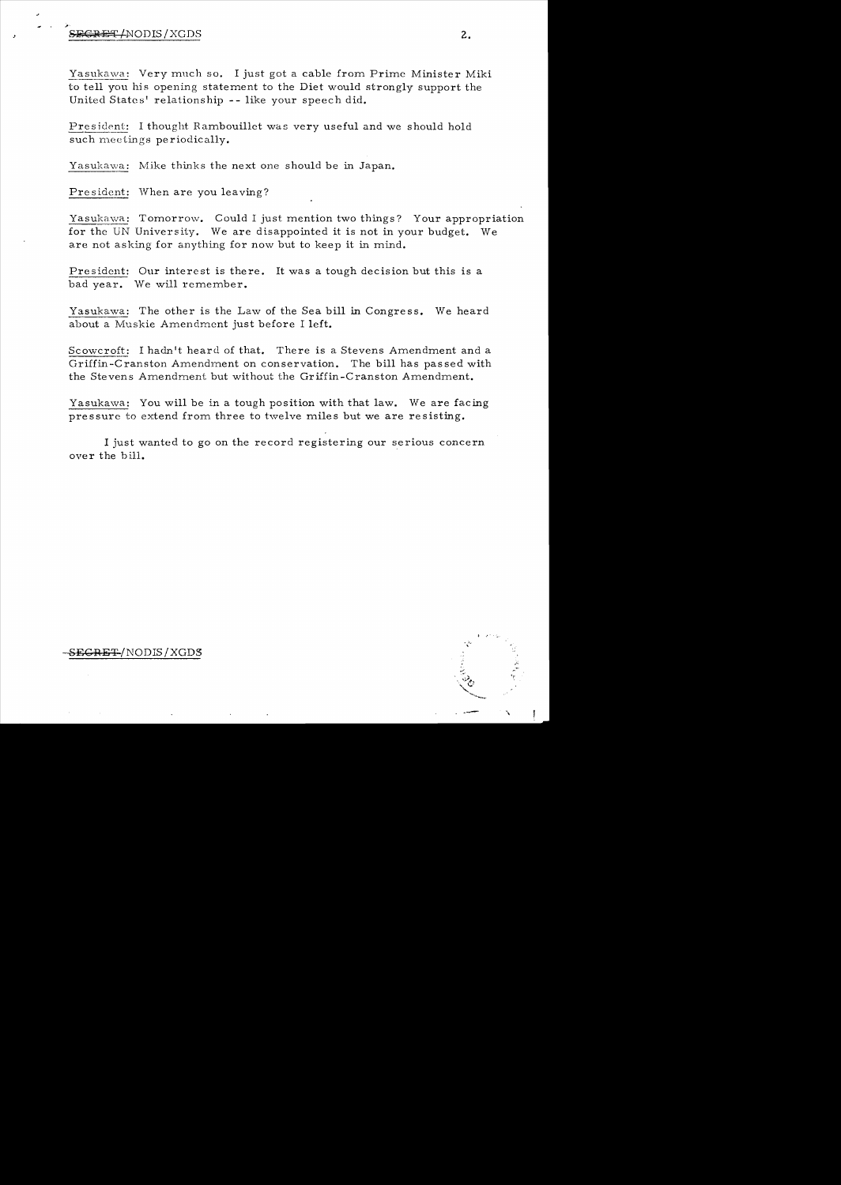Yasukawa: Very much so. I just got a cable from Prime Minister Miki to tell you his opening statement to the Diet would strongly support the United States' relationship -- like your speech did.

President: I thought Rambouillet was very useful and we should hold such meetings periodically.

Yasukawa: Mike thinks the next one should be in Japan.

President: When are you leaving?

Yasukawa: Tomorrow. Could I just mention two things? Your appropriation for the UN University. We are disappointed it is not in your budget. We are not asking for anything for now but to keep it in mind.

President: Our interest is there. It was a tough decision but this is a bad year. We will remember.

Yasukawa: The other is the Law of the Sea bill in Congress. We heard about a Muskie Amendment just before I left.

Scowcroft: I hadn't heard of that. There is a Stevens Amendment and a Griffin-Cranston Amendment on conservation. The bill has passed with the Stevens Amendment but without the Griffin-Cranston Amendment.

Yasukawa: You will be in a tough position with that law. We are facing pressure to extend from three to twelve miles but we are resisting.

I just wanted to go on the record registering our serious concern over the bill.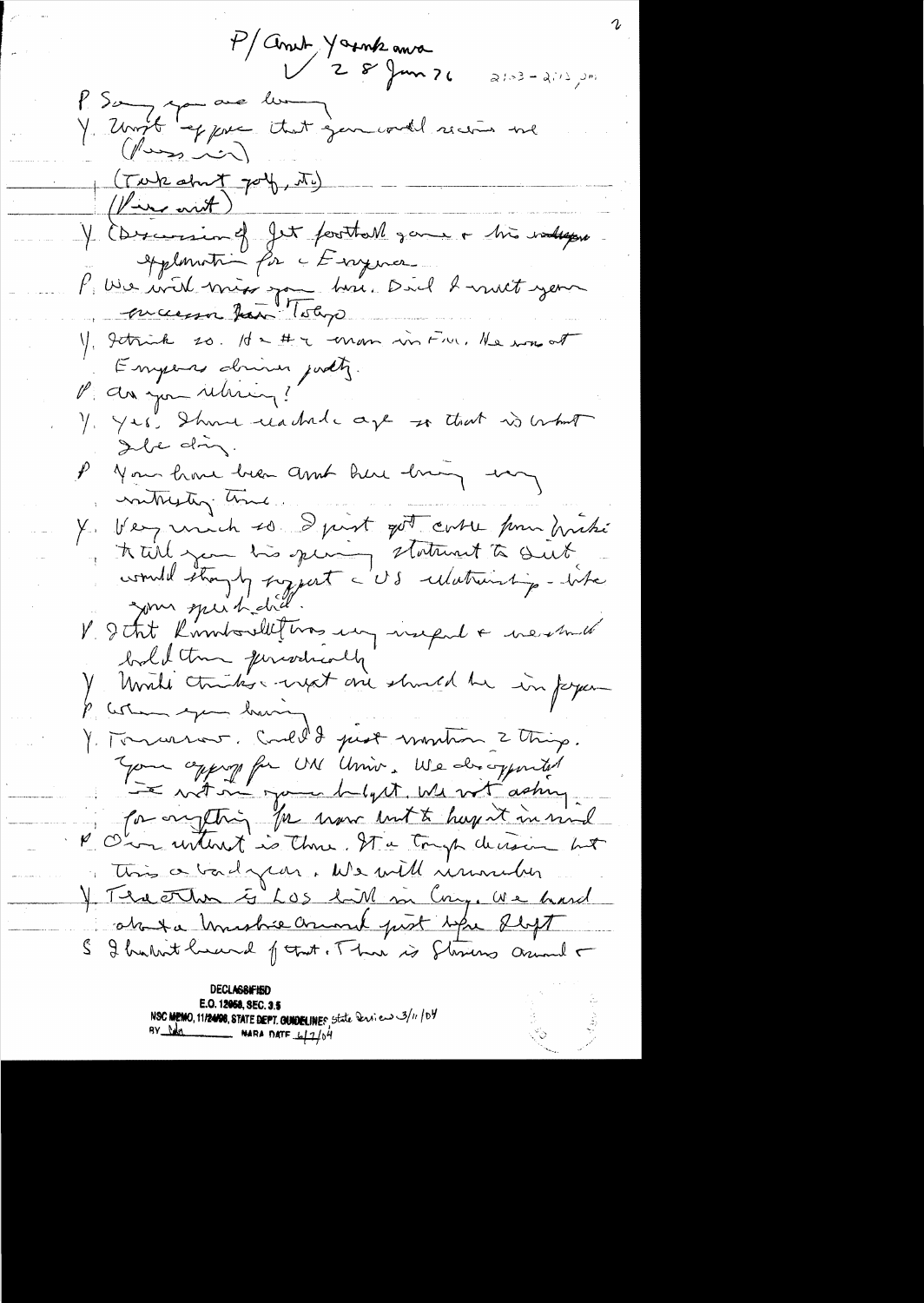P/Amb Yasukawa
✓ 28 Jan 76 2:03 – 2:13 pm

P Sorry you are leaving.

Y. Won't appear that you could receive me (Press in)

(Talk about golf, etc.)

(Press out)

Y (Discussion of Jet football game & his unhappy explanation for the Emperor.

P. We will miss you here. Did I meet your successor from Tokyo

Y. I think so. He's #2 man in F.M. He was at Emperor's dinner party.

P. Are you retiring?

Y. Yes. I have reached age so that is what I'll be doing.

P You have been Amb here during very interesting time.

Y. Very much so. I just got cable from Miki. He will give his opening statement to Diet would strongly support US relationship – like your speech did.

P. I thot Rambouillet was very useful & we should hold them periodically

Y Miki thinks next one should be in Japan

P When you having

Y. Tomorrow. Could I just mention 2 things. Your approp for UN Univ. We disappointed it not in your budget. We not asking for anything for now but to keep it in mind

P Our interest is there. It a tough decision but this a bad year. We will remember

Y. The other is LOS bill in Cong. We heard about a brushfire around just before I left

S I haven't heard of that. There is Stevens around &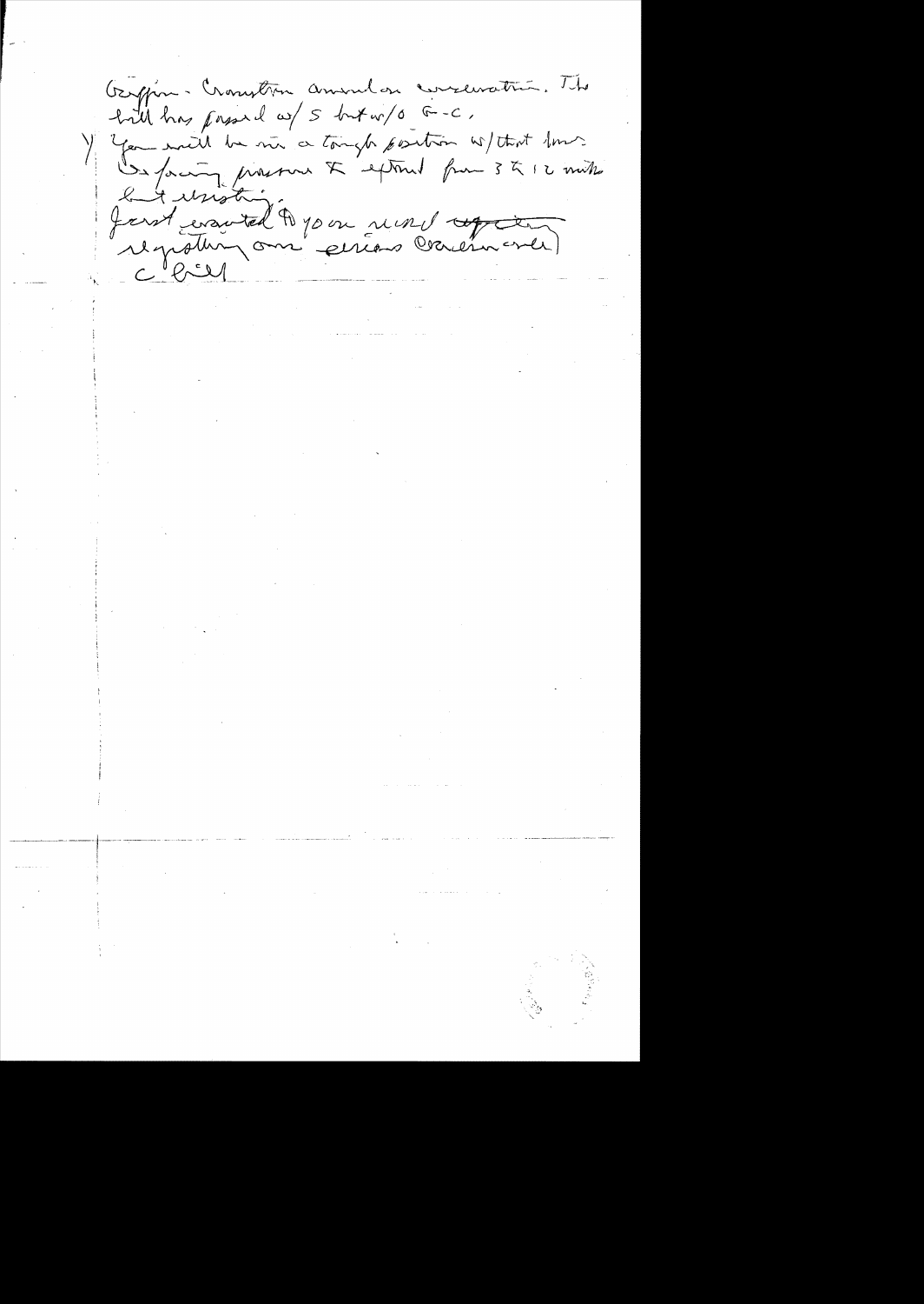Griffin - Cranston amendment conversation. The bill has passed w/ 5 but w/o G-C.

Y You will be in a tough position w/ that bill as facing pressure to extend from 3 to 12 mile limit existing.

Just wanted to you re... ~~up~~ requesting our serious consideration

C Bill